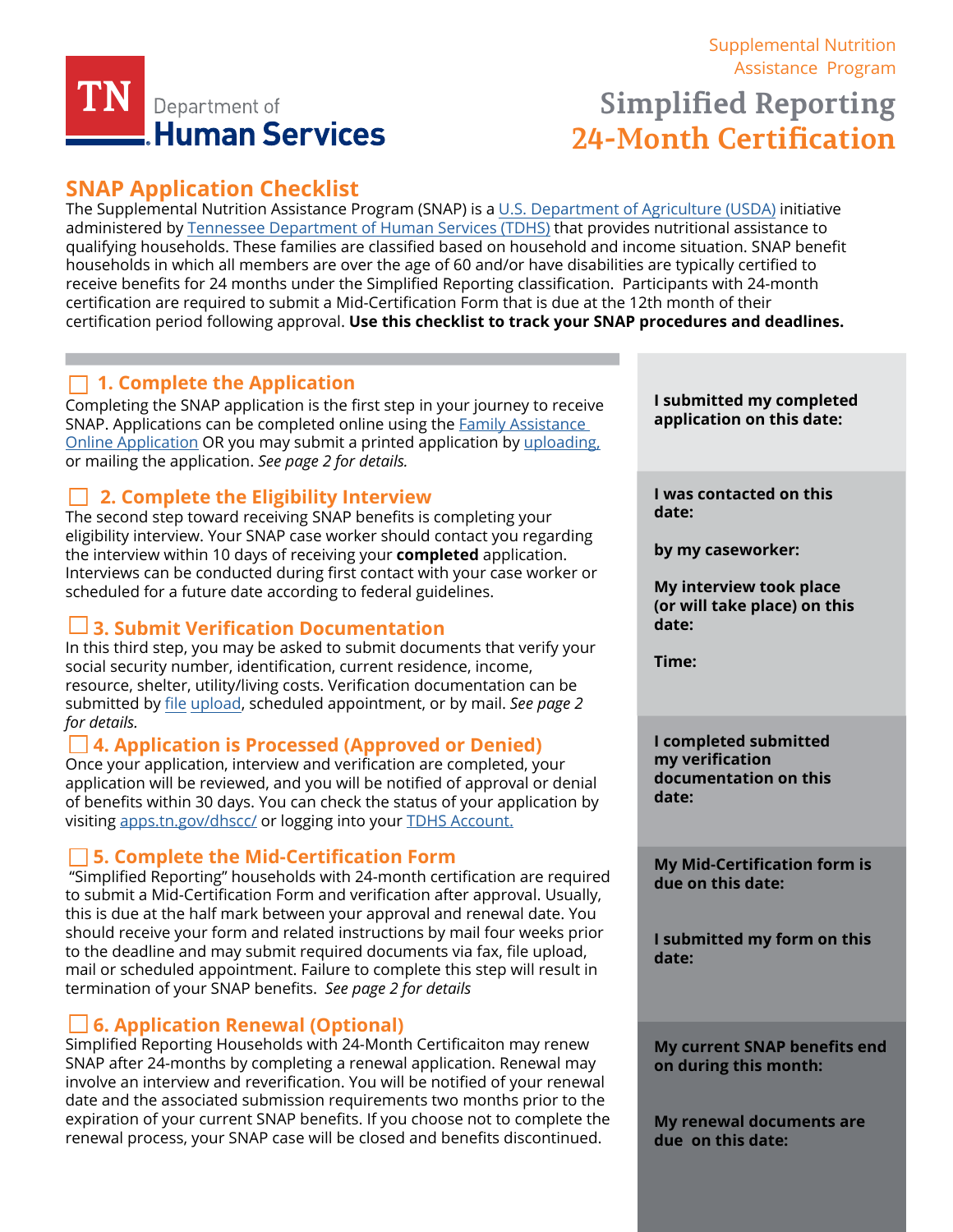Supplemental Nutrition Assistance Program

TN Department of Human Services

# Simplified Reporting 24-Month Certification

## SNAP Application Checklist

The Supplemental Nutrition Assistance Program (SNAP) is a U.S. Department of Agriculture (USDA) initiative administered by Tennessee Department of Human Services (TDHS) that provides nutritional assistance to qualifying households. These families are classified based on household and income situation. SNAP benefit households in which all members are over the age of 60 and/or have disabilities are typically certified to receive benefits for 24 months under the Simplified Reporting classification. Participants with 24-month certification are required to submit a Mid-Certification Form that is due at the 12th month of their certification period following approval. **Use this checklist to track your SNAP procedures and deadlines.**

### ☐ 1. Complete the Application

Completing the SNAP application is the first step in your journey to receive SNAP. Applications can be completed online using the Family Assistance Online Application OR you may submit a printed application by uploading, or mailing the application. *See page 2 for details.*

**I submitted my completed application on this date:**

### ☐ 2. Complete the Eligibility Interview

The second step toward receiving SNAP benefits is completing your eligibility interview. Your SNAP case worker should contact you regarding the interview within 10 days of receiving your **completed** application. Interviews can be conducted during first contact with your case worker or scheduled for a future date according to federal guidelines.

**I was contacted on this date:**

**by my caseworker:**

**My interview took place (or will take place) on this date:**

**Time:**

### ☐ 3. Submit Verification Documentation

In this third step, you may be asked to submit documents that verify your social security number, identification, current residence, income, resource, shelter, utility/living costs. Verification documentation can be submitted by file upload, scheduled appointment, or by mail. *See page 2 for details.*

**I completed submitted my verification documentation on this date:**

### ☐ 4. Application is Processed (Approved or Denied)

Once your application, interview and verification are completed, your application will be reviewed, and you will be notified of approval or denial of benefits within 30 days. You can check the status of your application by visiting apps.tn.gov/dhscc/ or logging into your TDHS Account.

### ☐ 5. Complete the Mid-Certification Form

"Simplified Reporting" households with 24-month certification are required to submit a Mid-Certification Form and verification after approval. Usually, this is due at the half mark between your approval and renewal date. You should receive your form and related instructions by mail four weeks prior to the deadline and may submit required documents via fax, file upload, mail or scheduled appointment. Failure to complete this step will result in termination of your SNAP benefits. *See page 2 for details*

**My Mid-Certification form is due on this date:**

**I submitted my form on this date:**

### ☐ 6. Application Renewal (Optional)

Simplified Reporting Households with 24-Month Certificaiton may renew SNAP after 24-months by completing a renewal application. Renewal may involve an interview and reverification. You will be notified of your renewal date and the associated submission requirements two months prior to the expiration of your current SNAP benefits. If you choose not to complete the renewal process, your SNAP case will be closed and benefits discontinued.

**My current SNAP benefits end on during this month:**

**My renewal documents are due on this date:**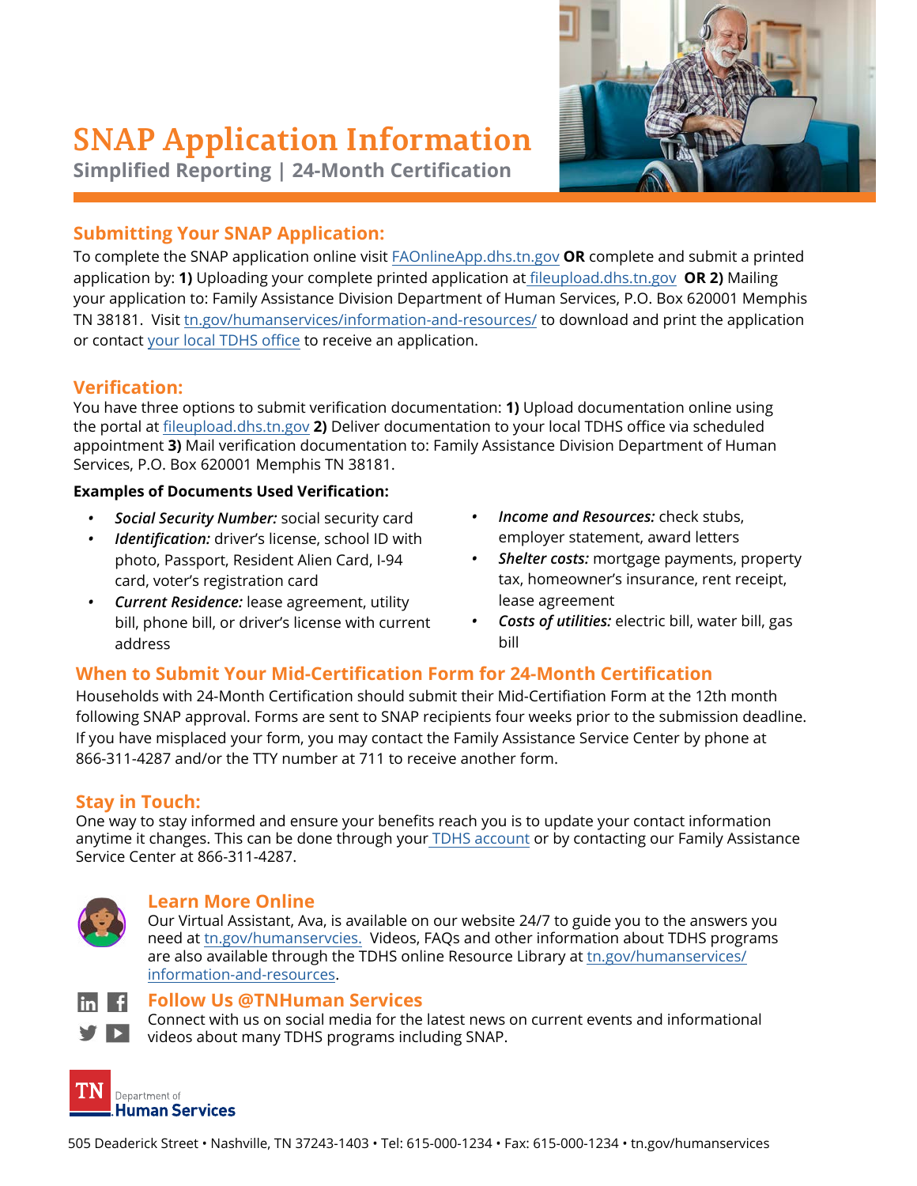# SNAP Application Information

**Simplified Reporting | 24-Month Certification**

## Submitting Your SNAP Application:

To complete the SNAP application online visit FAOnlineApp.dhs.tn.gov **OR** complete and submit a printed application by: **1)** Uploading your complete printed application at fileupload.dhs.tn.gov **OR 2)** Mailing your application to: Family Assistance Division Department of Human Services, P.O. Box 620001 Memphis TN 38181. Visit tn.gov/humanservices/information-and-resources/ to download and print the application or contact your local TDHS office to receive an application.

## Verification:

You have three options to submit verification documentation: **1)** Upload documentation online using the portal at fileupload.dhs.tn.gov **2)** Deliver documentation to your local TDHS office via scheduled appointment **3)** Mail verification documentation to: Family Assistance Division Department of Human Services, P.O. Box 620001 Memphis TN 38181.

**Examples of Documents Used Verification:**

- ***Social Security Number:*** social security card
- ***Identification:*** driver's license, school ID with photo, Passport, Resident Alien Card, I-94 card, voter's registration card
- ***Current Residence:*** lease agreement, utility bill, phone bill, or driver's license with current address
- ***Income and Resources:*** check stubs, employer statement, award letters
- ***Shelter costs:*** mortgage payments, property tax, homeowner's insurance, rent receipt, lease agreement
- ***Costs of utilities:*** electric bill, water bill, gas bill

## When to Submit Your Mid-Certification Form for 24-Month Certification

Households with 24-Month Certification should submit their Mid-Certifiation Form at the 12th month following SNAP approval. Forms are sent to SNAP recipients four weeks prior to the submission deadline. If you have misplaced your form, you may contact the Family Assistance Service Center by phone at 866-311-4287 and/or the TTY number at 711 to receive another form.

## Stay in Touch:

One way to stay informed and ensure your benefits reach you is to update your contact information anytime it changes. This can be done through your TDHS account or by contacting our Family Assistance Service Center at 866-311-4287.

## Learn More Online

Our Virtual Assistant, Ava, is available on our website 24/7 to guide you to the answers you need at tn.gov/humanservcies. Videos, FAQs and other information about TDHS programs are also available through the TDHS online Resource Library at tn.gov/humanservices/information-and-resources.

## Follow Us @TNHuman Services

Connect with us on social media for the latest news on current events and informational videos about many TDHS programs including SNAP.

TN Department of Human Services

505 Deaderick Street • Nashville, TN 37243-1403 • Tel: 615-000-1234 • Fax: 615-000-1234 • tn.gov/humanservices